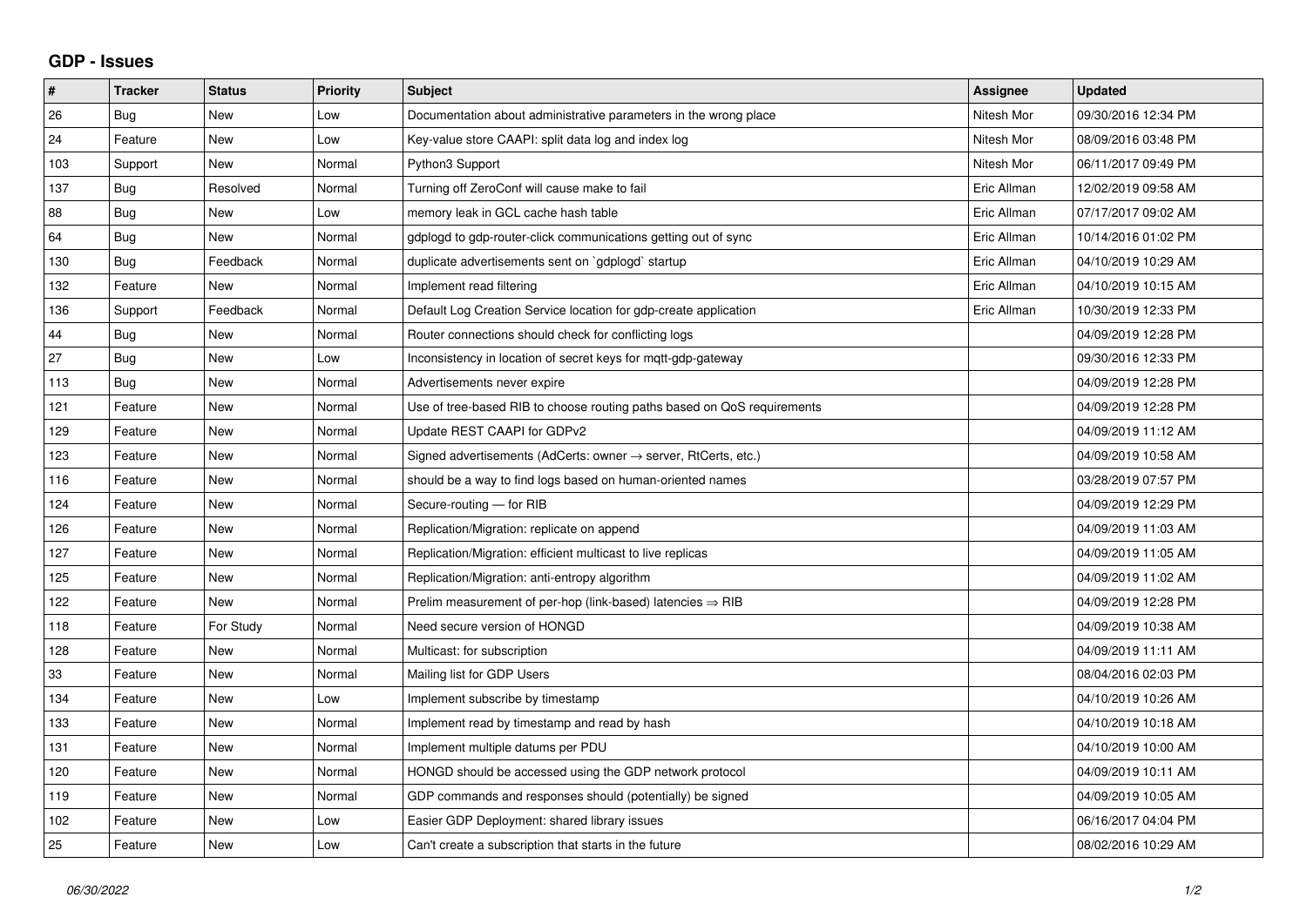## GDP - Issues

| # | Tracker | Status | Priority | Subject | Assignee | Updated |
|---|---|---|---|---|---|---|
| 26 | Bug | New | Low | Documentation about administrative parameters in the wrong place | Nitesh Mor | 09/30/2016 12:34 PM |
| 24 | Feature | New | Low | Key-value store CAAPI: split data log and index log | Nitesh Mor | 08/09/2016 03:48 PM |
| 103 | Support | New | Normal | Python3 Support | Nitesh Mor | 06/11/2017 09:49 PM |
| 137 | Bug | Resolved | Normal | Turning off ZeroConf will cause make to fail | Eric Allman | 12/02/2019 09:58 AM |
| 88 | Bug | New | Low | memory leak in GCL cache hash table | Eric Allman | 07/17/2017 09:02 AM |
| 64 | Bug | New | Normal | gdplogd to gdp-router-click communications getting out of sync | Eric Allman | 10/14/2016 01:02 PM |
| 130 | Bug | Feedback | Normal | duplicate advertisements sent on `gdplogd` startup | Eric Allman | 04/10/2019 10:29 AM |
| 132 | Feature | New | Normal | Implement read filtering | Eric Allman | 04/10/2019 10:15 AM |
| 136 | Support | Feedback | Normal | Default Log Creation Service location for gdp-create application | Eric Allman | 10/30/2019 12:33 PM |
| 44 | Bug | New | Normal | Router connections should check for conflicting logs | | 04/09/2019 12:28 PM |
| 27 | Bug | New | Low | Inconsistency in location of secret keys for mqtt-gdp-gateway | | 09/30/2016 12:33 PM |
| 113 | Bug | New | Normal | Advertisements never expire | | 04/09/2019 12:28 PM |
| 121 | Feature | New | Normal | Use of tree-based RIB to choose routing paths based on QoS requirements | | 04/09/2019 12:28 PM |
| 129 | Feature | New | Normal | Update REST CAAPI for GDPv2 | | 04/09/2019 11:12 AM |
| 123 | Feature | New | Normal | Signed advertisements (AdCerts: owner → server, RtCerts, etc.) | | 04/09/2019 10:58 AM |
| 116 | Feature | New | Normal | should be a way to find logs based on human-oriented names | | 03/28/2019 07:57 PM |
| 124 | Feature | New | Normal | Secure-routing — for RIB | | 04/09/2019 12:29 PM |
| 126 | Feature | New | Normal | Replication/Migration: replicate on append | | 04/09/2019 11:03 AM |
| 127 | Feature | New | Normal | Replication/Migration: efficient multicast to live replicas | | 04/09/2019 11:05 AM |
| 125 | Feature | New | Normal | Replication/Migration: anti-entropy algorithm | | 04/09/2019 11:02 AM |
| 122 | Feature | New | Normal | Prelim measurement of per-hop (link-based) latencies ⇒ RIB | | 04/09/2019 12:28 PM |
| 118 | Feature | For Study | Normal | Need secure version of HONGD | | 04/09/2019 10:38 AM |
| 128 | Feature | New | Normal | Multicast: for subscription | | 04/09/2019 11:11 AM |
| 33 | Feature | New | Normal | Mailing list for GDP Users | | 08/04/2016 02:03 PM |
| 134 | Feature | New | Low | Implement subscribe by timestamp | | 04/10/2019 10:26 AM |
| 133 | Feature | New | Normal | Implement read by timestamp and read by hash | | 04/10/2019 10:18 AM |
| 131 | Feature | New | Normal | Implement multiple datums per PDU | | 04/10/2019 10:00 AM |
| 120 | Feature | New | Normal | HONGD should be accessed using the GDP network protocol | | 04/09/2019 10:11 AM |
| 119 | Feature | New | Normal | GDP commands and responses should (potentially) be signed | | 04/09/2019 10:05 AM |
| 102 | Feature | New | Low | Easier GDP Deployment: shared library issues | | 06/16/2017 04:04 PM |
| 25 | Feature | New | Low | Can't create a subscription that starts in the future | | 08/02/2016 10:29 AM |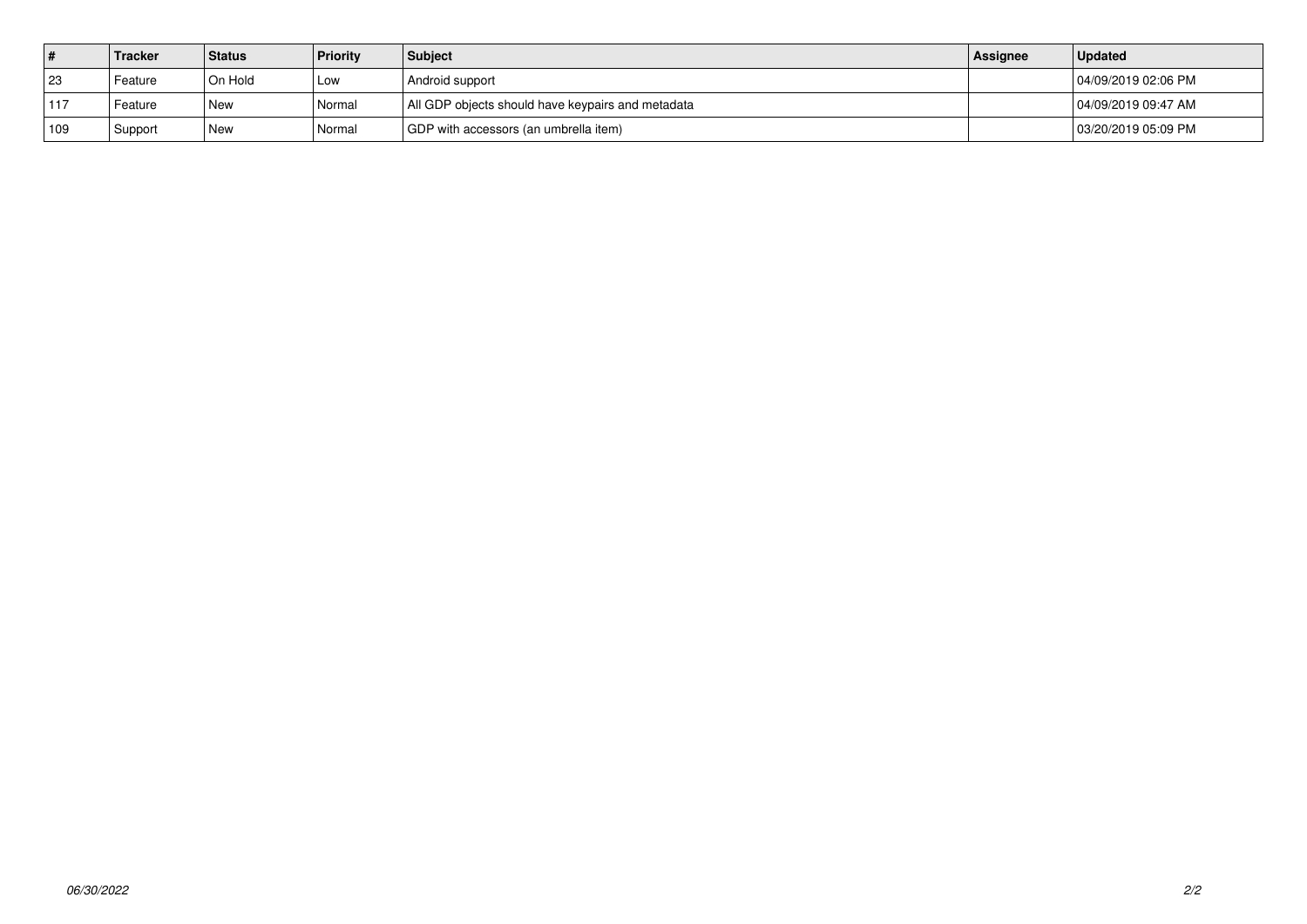| # | Tracker | Status | Priority | Subject | Assignee | Updated |
|---|---|---|---|---|---|---|
| 23 | Feature | On Hold | Low | Android support | | 04/09/2019 02:06 PM |
| 117 | Feature | New | Normal | All GDP objects should have keypairs and metadata | | 04/09/2019 09:47 AM |
| 109 | Support | New | Normal | GDP with accessors (an umbrella item) | | 03/20/2019 05:09 PM |